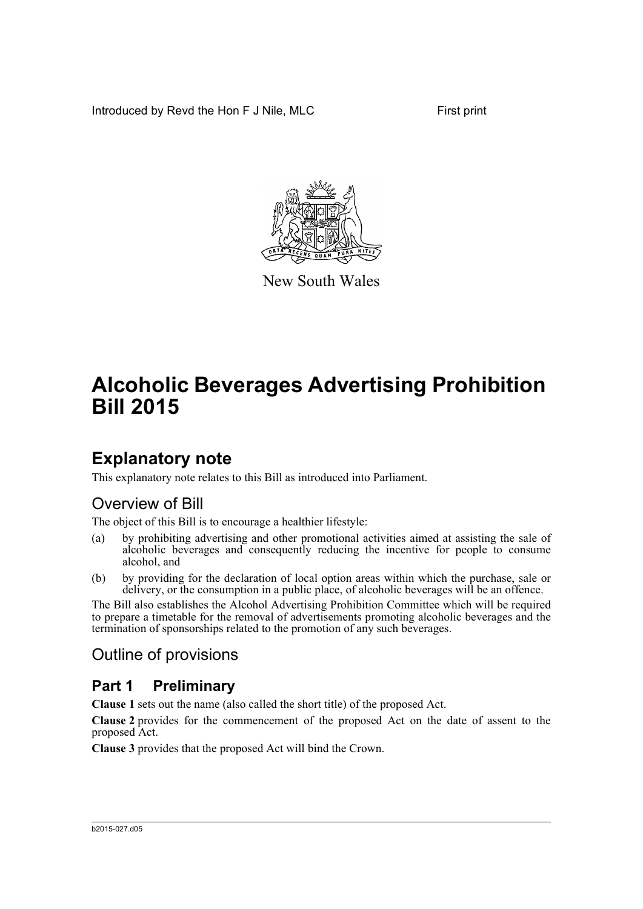Introduced by Revd the Hon F J Nile, MLC First print

New South Wales

# Alcoholic Beverages Advertising Prohibition Bill 2015

## Explanatory note

This explanatory note relates to this Bill as introduced into Parliament.

## Overview of Bill

The object of this Bill is to encourage a healthier lifestyle:

(a) by prohibiting advertising and other promotional activities aimed at assisting the sale of alcoholic beverages and consequently reducing the incentive for people to consume alcohol, and

(b) by providing for the declaration of local option areas within which the purchase, sale or delivery, or the consumption in a public place, of alcoholic beverages will be an offence.

The Bill also establishes the Alcohol Advertising Prohibition Committee which will be required to prepare a timetable for the removal of advertisements promoting alcoholic beverages and the termination of sponsorships related to the promotion of any such beverages.

## Outline of provisions

### Part 1 Preliminary

**Clause 1** sets out the name (also called the short title) of the proposed Act.

**Clause 2** provides for the commencement of the proposed Act on the date of assent to the proposed Act.

**Clause 3** provides that the proposed Act will bind the Crown.

b2015-027.d05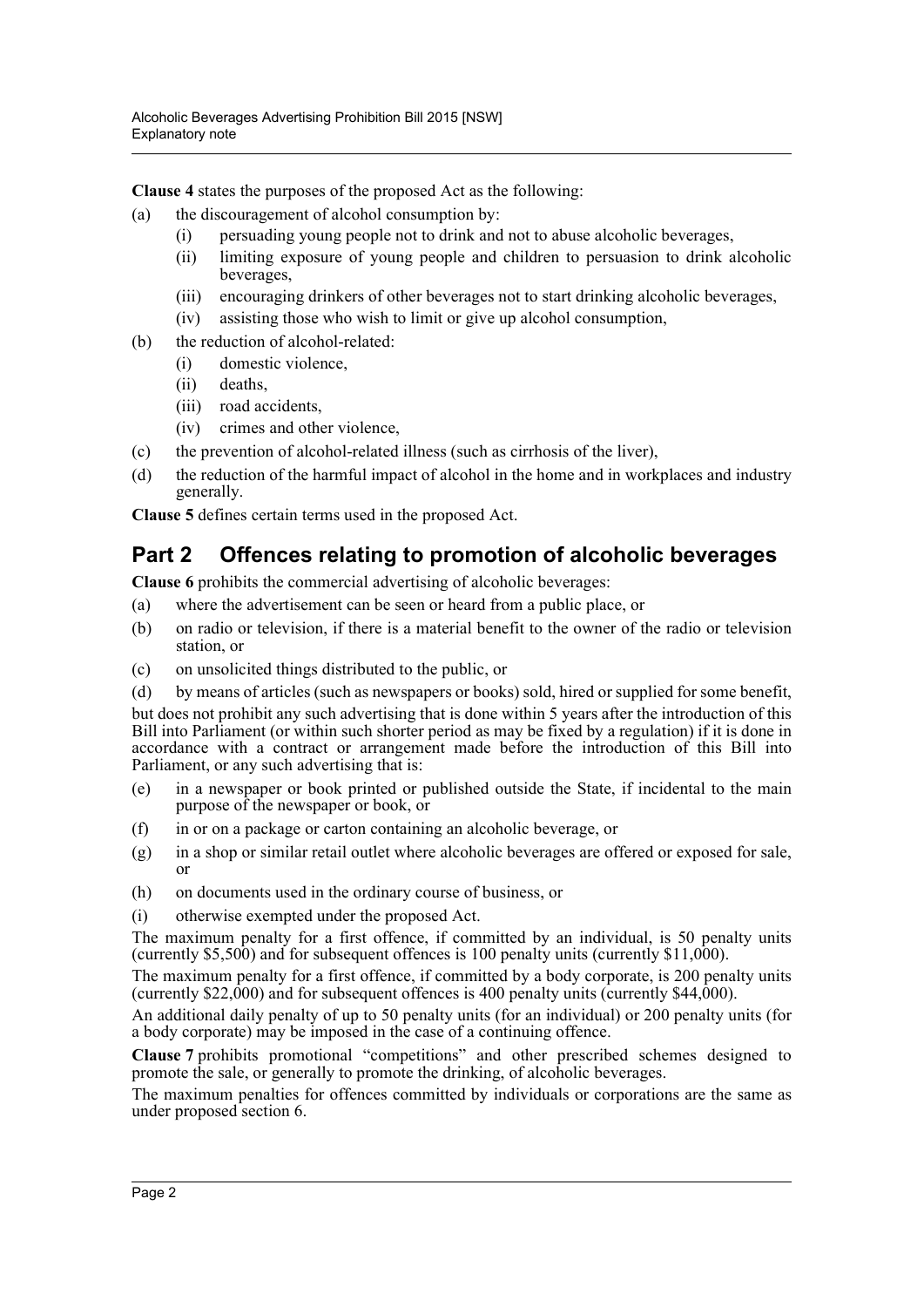**Clause 4** states the purposes of the proposed Act as the following:

(a) the discouragement of alcohol consumption by:
  (i) persuading young people not to drink and not to abuse alcoholic beverages,
  (ii) limiting exposure of young people and children to persuasion to drink alcoholic beverages,
  (iii) encouraging drinkers of other beverages not to start drinking alcoholic beverages,
  (iv) assisting those who wish to limit or give up alcohol consumption,

(b) the reduction of alcohol-related:
  (i) domestic violence,
  (ii) deaths,
  (iii) road accidents,
  (iv) crimes and other violence,

(c) the prevention of alcohol-related illness (such as cirrhosis of the liver),

(d) the reduction of the harmful impact of alcohol in the home and in workplaces and industry generally.

**Clause 5** defines certain terms used in the proposed Act.

## Part 2 Offences relating to promotion of alcoholic beverages

**Clause 6** prohibits the commercial advertising of alcoholic beverages:

(a) where the advertisement can be seen or heard from a public place, or

(b) on radio or television, if there is a material benefit to the owner of the radio or television station, or

(c) on unsolicited things distributed to the public, or

(d) by means of articles (such as newspapers or books) sold, hired or supplied for some benefit,

but does not prohibit any such advertising that is done within 5 years after the introduction of this Bill into Parliament (or within such shorter period as may be fixed by a regulation) if it is done in accordance with a contract or arrangement made before the introduction of this Bill into Parliament, or any such advertising that is:

(e) in a newspaper or book printed or published outside the State, if incidental to the main purpose of the newspaper or book, or

(f) in or on a package or carton containing an alcoholic beverage, or

(g) in a shop or similar retail outlet where alcoholic beverages are offered or exposed for sale, or

(h) on documents used in the ordinary course of business, or

(i) otherwise exempted under the proposed Act.

The maximum penalty for a first offence, if committed by an individual, is 50 penalty units (currently $5,500) and for subsequent offences is 100 penalty units (currently $11,000).

The maximum penalty for a first offence, if committed by a body corporate, is 200 penalty units (currently $22,000) and for subsequent offences is 400 penalty units (currently $44,000).

An additional daily penalty of up to 50 penalty units (for an individual) or 200 penalty units (for a body corporate) may be imposed in the case of a continuing offence.

**Clause 7** prohibits promotional "competitions" and other prescribed schemes designed to promote the sale, or generally to promote the drinking, of alcoholic beverages.

The maximum penalties for offences committed by individuals or corporations are the same as under proposed section 6.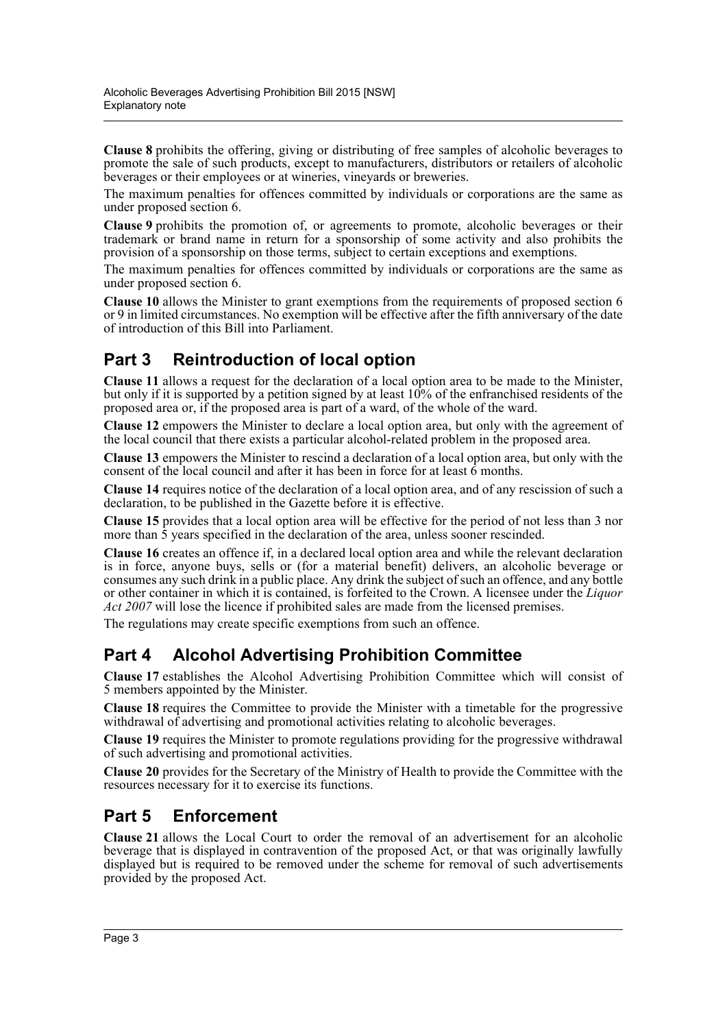**Clause 8** prohibits the offering, giving or distributing of free samples of alcoholic beverages to promote the sale of such products, except to manufacturers, distributors or retailers of alcoholic beverages or their employees or at wineries, vineyards or breweries.

The maximum penalties for offences committed by individuals or corporations are the same as under proposed section 6.

**Clause 9** prohibits the promotion of, or agreements to promote, alcoholic beverages or their trademark or brand name in return for a sponsorship of some activity and also prohibits the provision of a sponsorship on those terms, subject to certain exceptions and exemptions.

The maximum penalties for offences committed by individuals or corporations are the same as under proposed section 6.

**Clause 10** allows the Minister to grant exemptions from the requirements of proposed section 6 or 9 in limited circumstances. No exemption will be effective after the fifth anniversary of the date of introduction of this Bill into Parliament.

## Part 3 Reintroduction of local option

**Clause 11** allows a request for the declaration of a local option area to be made to the Minister, but only if it is supported by a petition signed by at least 10% of the enfranchised residents of the proposed area or, if the proposed area is part of a ward, of the whole of the ward.

**Clause 12** empowers the Minister to declare a local option area, but only with the agreement of the local council that there exists a particular alcohol-related problem in the proposed area.

**Clause 13** empowers the Minister to rescind a declaration of a local option area, but only with the consent of the local council and after it has been in force for at least 6 months.

**Clause 14** requires notice of the declaration of a local option area, and of any rescission of such a declaration, to be published in the Gazette before it is effective.

**Clause 15** provides that a local option area will be effective for the period of not less than 3 nor more than 5 years specified in the declaration of the area, unless sooner rescinded.

**Clause 16** creates an offence if, in a declared local option area and while the relevant declaration is in force, anyone buys, sells or (for a material benefit) delivers, an alcoholic beverage or consumes any such drink in a public place. Any drink the subject of such an offence, and any bottle or other container in which it is contained, is forfeited to the Crown. A licensee under the *Liquor Act 2007* will lose the licence if prohibited sales are made from the licensed premises.

The regulations may create specific exemptions from such an offence.

## Part 4 Alcohol Advertising Prohibition Committee

**Clause 17** establishes the Alcohol Advertising Prohibition Committee which will consist of 5 members appointed by the Minister.

**Clause 18** requires the Committee to provide the Minister with a timetable for the progressive withdrawal of advertising and promotional activities relating to alcoholic beverages.

**Clause 19** requires the Minister to promote regulations providing for the progressive withdrawal of such advertising and promotional activities.

**Clause 20** provides for the Secretary of the Ministry of Health to provide the Committee with the resources necessary for it to exercise its functions.

## Part 5 Enforcement

**Clause 21** allows the Local Court to order the removal of an advertisement for an alcoholic beverage that is displayed in contravention of the proposed Act, or that was originally lawfully displayed but is required to be removed under the scheme for removal of such advertisements provided by the proposed Act.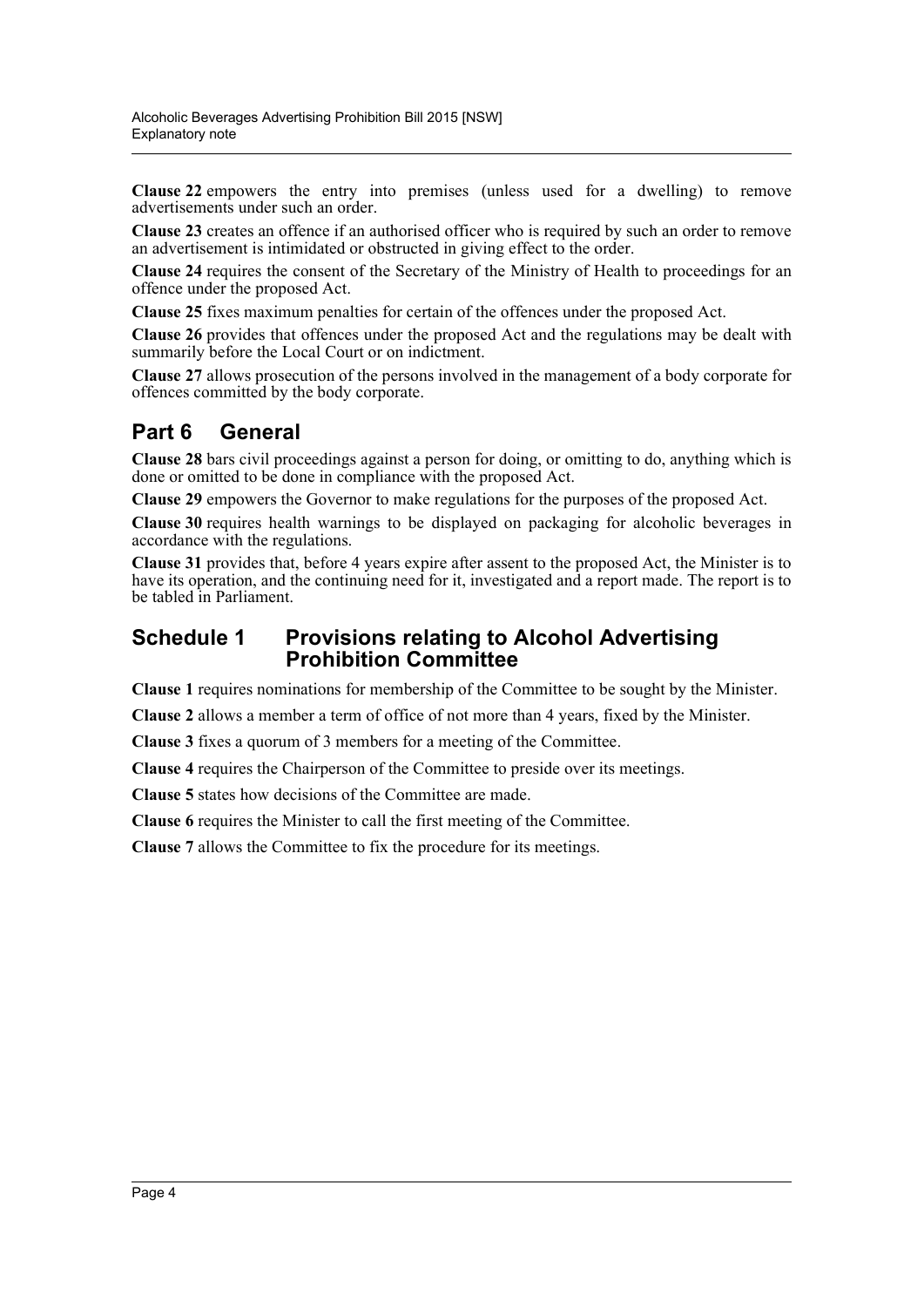**Clause 22** empowers the entry into premises (unless used for a dwelling) to remove advertisements under such an order.

**Clause 23** creates an offence if an authorised officer who is required by such an order to remove an advertisement is intimidated or obstructed in giving effect to the order.

**Clause 24** requires the consent of the Secretary of the Ministry of Health to proceedings for an offence under the proposed Act.

**Clause 25** fixes maximum penalties for certain of the offences under the proposed Act.

**Clause 26** provides that offences under the proposed Act and the regulations may be dealt with summarily before the Local Court or on indictment.

**Clause 27** allows prosecution of the persons involved in the management of a body corporate for offences committed by the body corporate.

## Part 6 General

**Clause 28** bars civil proceedings against a person for doing, or omitting to do, anything which is done or omitted to be done in compliance with the proposed Act.

**Clause 29** empowers the Governor to make regulations for the purposes of the proposed Act.

**Clause 30** requires health warnings to be displayed on packaging for alcoholic beverages in accordance with the regulations.

**Clause 31** provides that, before 4 years expire after assent to the proposed Act, the Minister is to have its operation, and the continuing need for it, investigated and a report made. The report is to be tabled in Parliament.

## Schedule 1 Provisions relating to Alcohol Advertising Prohibition Committee

**Clause 1** requires nominations for membership of the Committee to be sought by the Minister.

**Clause 2** allows a member a term of office of not more than 4 years, fixed by the Minister.

**Clause 3** fixes a quorum of 3 members for a meeting of the Committee.

**Clause 4** requires the Chairperson of the Committee to preside over its meetings.

**Clause 5** states how decisions of the Committee are made.

**Clause 6** requires the Minister to call the first meeting of the Committee.

**Clause 7** allows the Committee to fix the procedure for its meetings.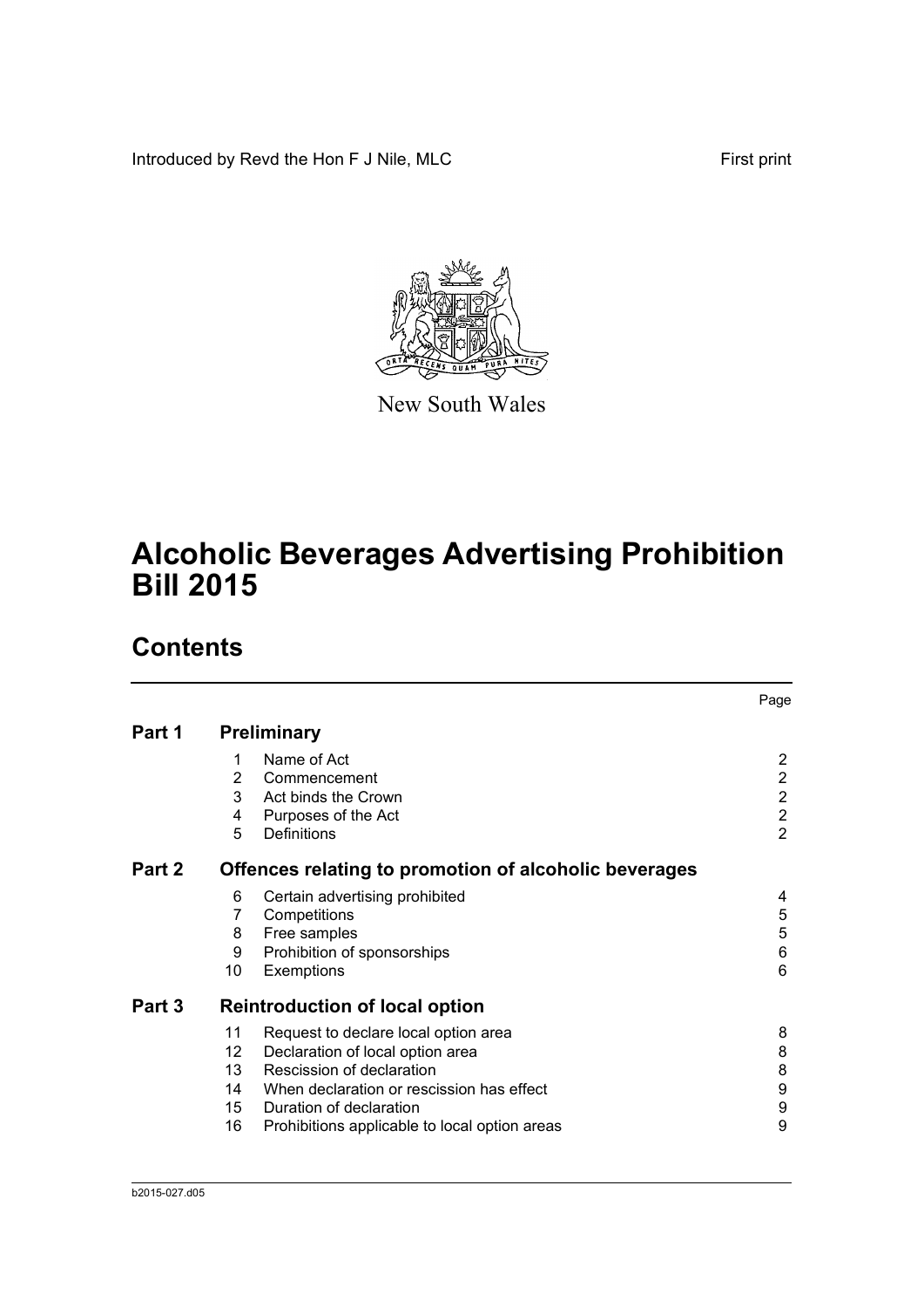Introduced by Revd the Hon F J Nile, MLC

First print

New South Wales

# Alcoholic Beverages Advertising Prohibition Bill 2015

## Contents

| | | | Page |
|---|---|---|---|
| **Part 1** | **Preliminary** | | |
| | 1 | Name of Act | 2 |
| | 2 | Commencement | 2 |
| | 3 | Act binds the Crown | 2 |
| | 4 | Purposes of the Act | 2 |
| | 5 | Definitions | 2 |
| **Part 2** | **Offences relating to promotion of alcoholic beverages** | | |
| | 6 | Certain advertising prohibited | 4 |
| | 7 | Competitions | 5 |
| | 8 | Free samples | 5 |
| | 9 | Prohibition of sponsorships | 6 |
| | 10 | Exemptions | 6 |
| **Part 3** | **Reintroduction of local option** | | |
| | 11 | Request to declare local option area | 8 |
| | 12 | Declaration of local option area | 8 |
| | 13 | Rescission of declaration | 8 |
| | 14 | When declaration or rescission has effect | 9 |
| | 15 | Duration of declaration | 9 |
| | 16 | Prohibitions applicable to local option areas | 9 |

b2015-027.d05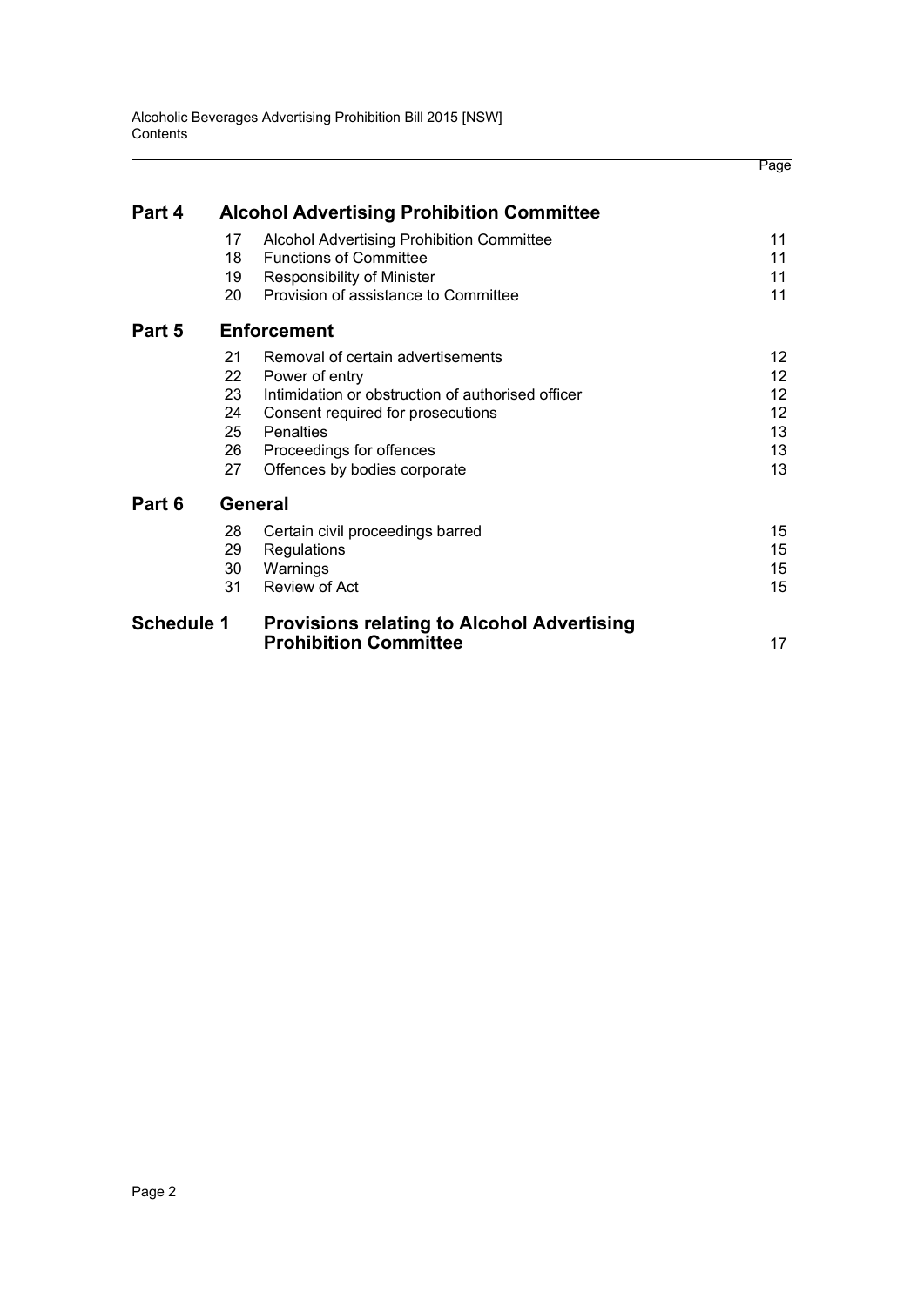| | | | Page |
|---|---|---|---|
| **Part 4** | **Alcohol Advertising Prohibition Committee** | | |
| | 17 | Alcohol Advertising Prohibition Committee | 11 |
| | 18 | Functions of Committee | 11 |
| | 19 | Responsibility of Minister | 11 |
| | 20 | Provision of assistance to Committee | 11 |
| **Part 5** | **Enforcement** | | |
| | 21 | Removal of certain advertisements | 12 |
| | 22 | Power of entry | 12 |
| | 23 | Intimidation or obstruction of authorised officer | 12 |
| | 24 | Consent required for prosecutions | 12 |
| | 25 | Penalties | 13 |
| | 26 | Proceedings for offences | 13 |
| | 27 | Offences by bodies corporate | 13 |
| **Part 6** | **General** | | |
| | 28 | Certain civil proceedings barred | 15 |
| | 29 | Regulations | 15 |
| | 30 | Warnings | 15 |
| | 31 | Review of Act | 15 |
| **Schedule 1** | **Provisions relating to Alcohol Advertising Prohibition Committee** | | 17 |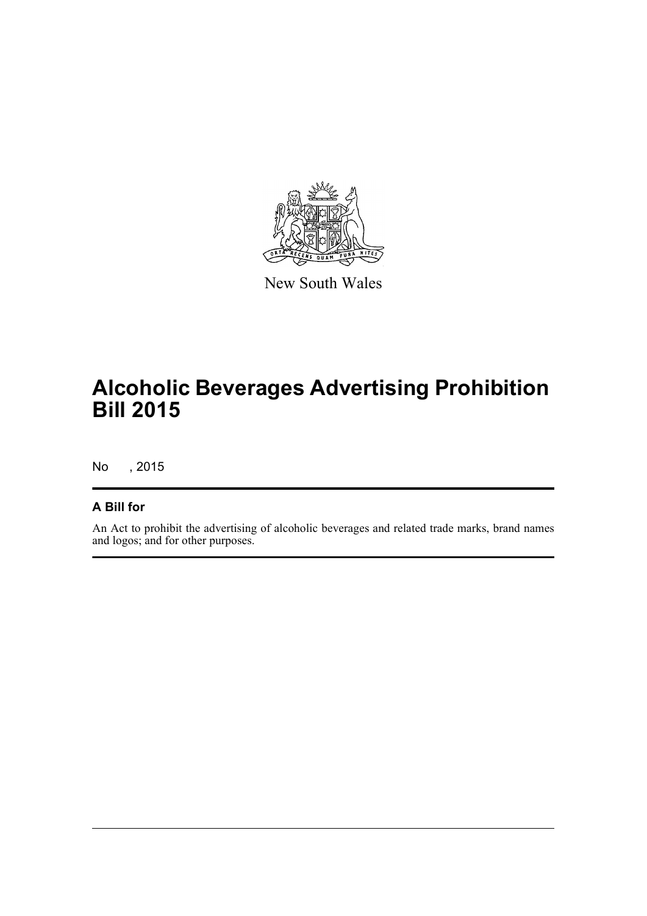New South Wales

# Alcoholic Beverages Advertising Prohibition Bill 2015

No , 2015

## A Bill for

An Act to prohibit the advertising of alcoholic beverages and related trade marks, brand names and logos; and for other purposes.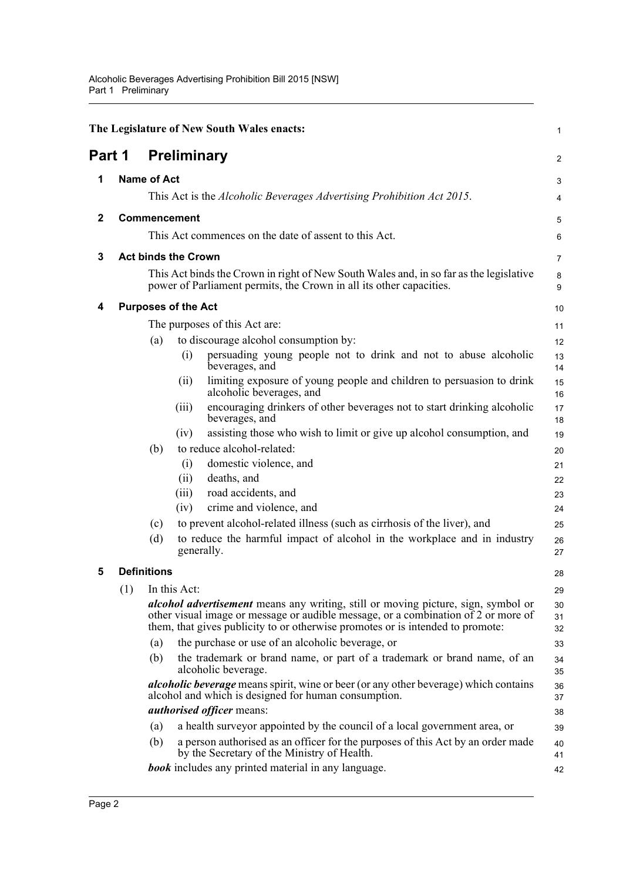The Legislature of New South Wales enacts:

# Part 1 Preliminary

## 1 Name of Act

This Act is the *Alcoholic Beverages Advertising Prohibition Act 2015*.

## 2 Commencement

This Act commences on the date of assent to this Act.

## 3 Act binds the Crown

This Act binds the Crown in right of New South Wales and, in so far as the legislative power of Parliament permits, the Crown in all its other capacities.

## 4 Purposes of the Act

The purposes of this Act are:

(a) to discourage alcohol consumption by:

- (i) persuading young people not to drink and not to abuse alcoholic beverages, and
- (ii) limiting exposure of young people and children to persuasion to drink alcoholic beverages, and
- (iii) encouraging drinkers of other beverages not to start drinking alcoholic beverages, and
- (iv) assisting those who wish to limit or give up alcohol consumption, and

(b) to reduce alcohol-related:

- (i) domestic violence, and
- (ii) deaths, and
- (iii) road accidents, and
- (iv) crime and violence, and

(c) to prevent alcohol-related illness (such as cirrhosis of the liver), and

(d) to reduce the harmful impact of alcohol in the workplace and in industry generally.

## 5 Definitions

(1) In this Act:

***alcohol advertisement*** means any writing, still or moving picture, sign, symbol or other visual image or message or audible message, or a combination of 2 or more of them, that gives publicity to or otherwise promotes or is intended to promote:

(a) the purchase or use of an alcoholic beverage, or

(b) the trademark or brand name, or part of a trademark or brand name, of an alcoholic beverage.

***alcoholic beverage*** means spirit, wine or beer (or any other beverage) which contains alcohol and which is designed for human consumption.

***authorised officer*** means:

(a) a health surveyor appointed by the council of a local government area, or

(b) a person authorised as an officer for the purposes of this Act by an order made by the Secretary of the Ministry of Health.

***book*** includes any printed material in any language.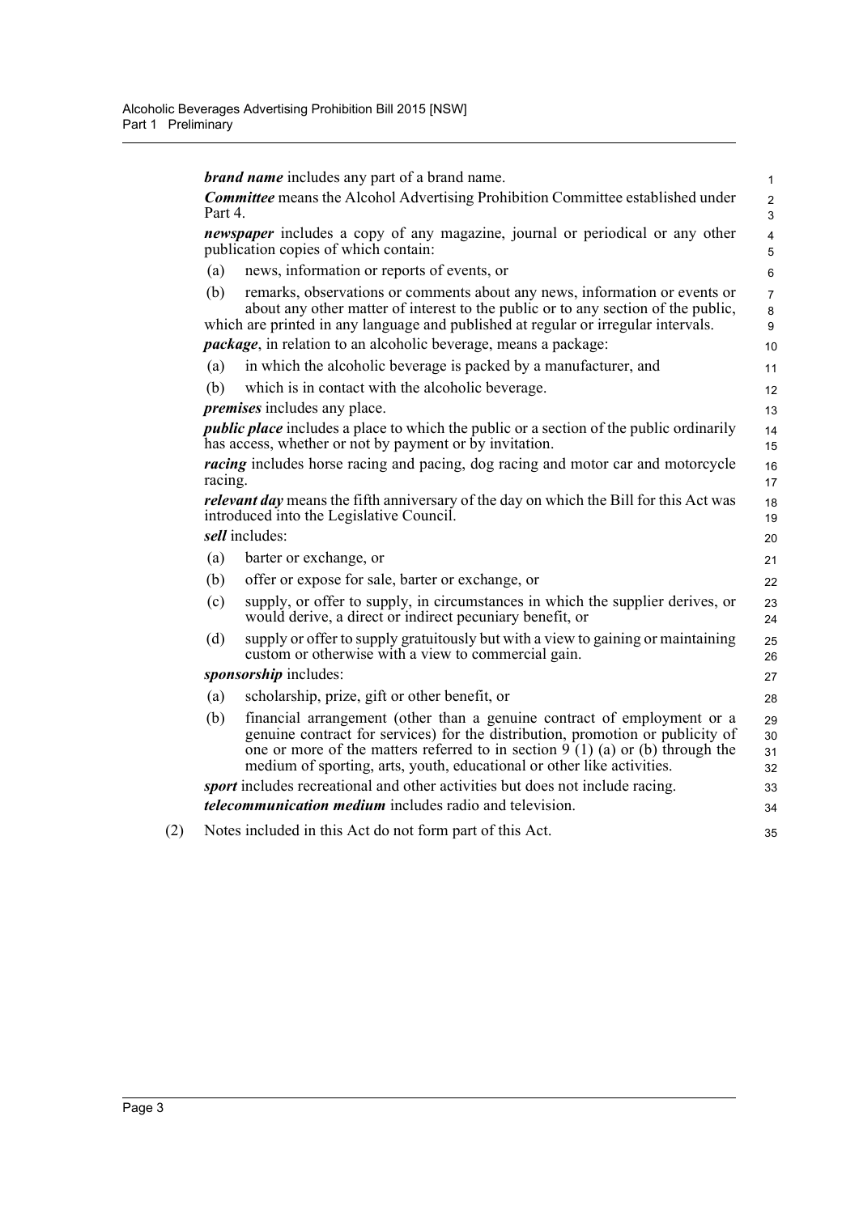***brand name*** includes any part of a brand name.

***Committee*** means the Alcohol Advertising Prohibition Committee established under Part 4.

***newspaper*** includes a copy of any magazine, journal or periodical or any other publication copies of which contain:

(a) news, information or reports of events, or

(b) remarks, observations or comments about any news, information or events or about any other matter of interest to the public or to any section of the public,

which are printed in any language and published at regular or irregular intervals.

***package***, in relation to an alcoholic beverage, means a package:

(a) in which the alcoholic beverage is packed by a manufacturer, and

(b) which is in contact with the alcoholic beverage.

***premises*** includes any place.

***public place*** includes a place to which the public or a section of the public ordinarily has access, whether or not by payment or by invitation.

***racing*** includes horse racing and pacing, dog racing and motor car and motorcycle racing.

***relevant day*** means the fifth anniversary of the day on which the Bill for this Act was introduced into the Legislative Council.

***sell*** includes:

(a) barter or exchange, or

(b) offer or expose for sale, barter or exchange, or

(c) supply, or offer to supply, in circumstances in which the supplier derives, or would derive, a direct or indirect pecuniary benefit, or

(d) supply or offer to supply gratuitously but with a view to gaining or maintaining custom or otherwise with a view to commercial gain.

***sponsorship*** includes:

(a) scholarship, prize, gift or other benefit, or

(b) financial arrangement (other than a genuine contract of employment or a genuine contract for services) for the distribution, promotion or publicity of one or more of the matters referred to in section 9 (1) (a) or (b) through the medium of sporting, arts, youth, educational or other like activities.

***sport*** includes recreational and other activities but does not include racing.

***telecommunication medium*** includes radio and television.

(2) Notes included in this Act do not form part of this Act.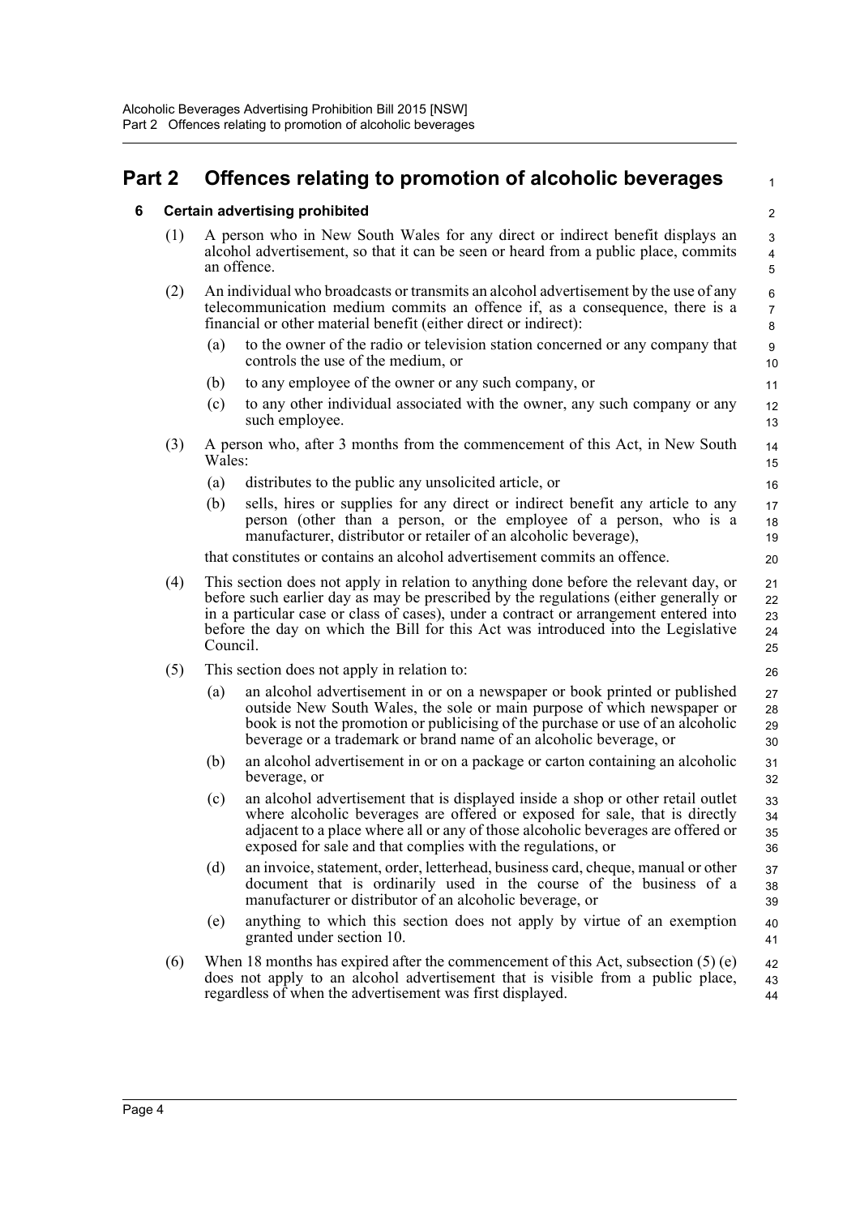# Part 2 Offences relating to promotion of alcoholic beverages

## 6 Certain advertising prohibited

(1) A person who in New South Wales for any direct or indirect benefit displays an alcohol advertisement, so that it can be seen or heard from a public place, commits an offence.

(2) An individual who broadcasts or transmits an alcohol advertisement by the use of any telecommunication medium commits an offence if, as a consequence, there is a financial or other material benefit (either direct or indirect):

- (a) to the owner of the radio or television station concerned or any company that controls the use of the medium, or
- (b) to any employee of the owner or any such company, or
- (c) to any other individual associated with the owner, any such company or any such employee.

(3) A person who, after 3 months from the commencement of this Act, in New South Wales:

- (a) distributes to the public any unsolicited article, or
- (b) sells, hires or supplies for any direct or indirect benefit any article to any person (other than a person, or the employee of a person, who is a manufacturer, distributor or retailer of an alcoholic beverage),

that constitutes or contains an alcohol advertisement commits an offence.

(4) This section does not apply in relation to anything done before the relevant day, or before such earlier day as may be prescribed by the regulations (either generally or in a particular case or class of cases), under a contract or arrangement entered into before the day on which the Bill for this Act was introduced into the Legislative Council.

(5) This section does not apply in relation to:

- (a) an alcohol advertisement in or on a newspaper or book printed or published outside New South Wales, the sole or main purpose of which newspaper or book is not the promotion or publicising of the purchase or use of an alcoholic beverage or a trademark or brand name of an alcoholic beverage, or
- (b) an alcohol advertisement in or on a package or carton containing an alcoholic beverage, or
- (c) an alcohol advertisement that is displayed inside a shop or other retail outlet where alcoholic beverages are offered or exposed for sale, that is directly adjacent to a place where all or any of those alcoholic beverages are offered or exposed for sale and that complies with the regulations, or
- (d) an invoice, statement, order, letterhead, business card, cheque, manual or other document that is ordinarily used in the course of the business of a manufacturer or distributor of an alcoholic beverage, or
- (e) anything to which this section does not apply by virtue of an exemption granted under section 10.

(6) When 18 months has expired after the commencement of this Act, subsection (5) (e) does not apply to an alcohol advertisement that is visible from a public place, regardless of when the advertisement was first displayed.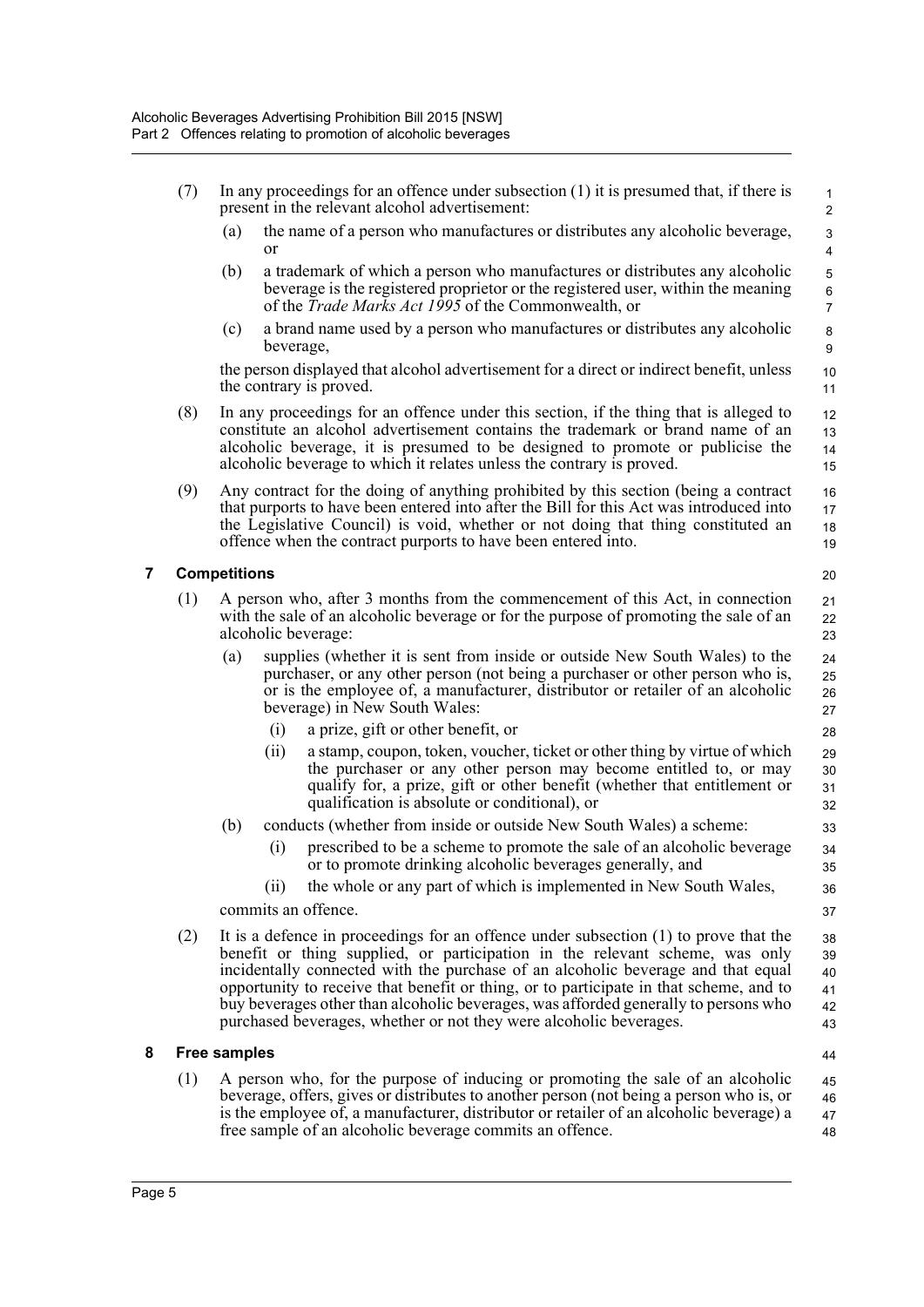(7) In any proceedings for an offence under subsection (1) it is presumed that, if there is present in the relevant alcohol advertisement:

(a) the name of a person who manufactures or distributes any alcoholic beverage, or

(b) a trademark of which a person who manufactures or distributes any alcoholic beverage is the registered proprietor or the registered user, within the meaning of the *Trade Marks Act 1995* of the Commonwealth, or

(c) a brand name used by a person who manufactures or distributes any alcoholic beverage,

the person displayed that alcohol advertisement for a direct or indirect benefit, unless the contrary is proved.

(8) In any proceedings for an offence under this section, if the thing that is alleged to constitute an alcohol advertisement contains the trademark or brand name of an alcoholic beverage, it is presumed to be designed to promote or publicise the alcoholic beverage to which it relates unless the contrary is proved.

(9) Any contract for the doing of anything prohibited by this section (being a contract that purports to have been entered into after the Bill for this Act was introduced into the Legislative Council) is void, whether or not doing that thing constituted an offence when the contract purports to have been entered into.

### 7 Competitions

(1) A person who, after 3 months from the commencement of this Act, in connection with the sale of an alcoholic beverage or for the purpose of promoting the sale of an alcoholic beverage:

(a) supplies (whether it is sent from inside or outside New South Wales) to the purchaser, or any other person (not being a purchaser or other person who is, or is the employee of, a manufacturer, distributor or retailer of an alcoholic beverage) in New South Wales:

(i) a prize, gift or other benefit, or

(ii) a stamp, coupon, token, voucher, ticket or other thing by virtue of which the purchaser or any other person may become entitled to, or may qualify for, a prize, gift or other benefit (whether that entitlement or qualification is absolute or conditional), or

(b) conducts (whether from inside or outside New South Wales) a scheme:

(i) prescribed to be a scheme to promote the sale of an alcoholic beverage or to promote drinking alcoholic beverages generally, and

(ii) the whole or any part of which is implemented in New South Wales,

commits an offence.

(2) It is a defence in proceedings for an offence under subsection (1) to prove that the benefit or thing supplied, or participation in the relevant scheme, was only incidentally connected with the purchase of an alcoholic beverage and that equal opportunity to receive that benefit or thing, or to participate in that scheme, and to buy beverages other than alcoholic beverages, was afforded generally to persons who purchased beverages, whether or not they were alcoholic beverages.

### 8 Free samples

(1) A person who, for the purpose of inducing or promoting the sale of an alcoholic beverage, offers, gives or distributes to another person (not being a person who is, or is the employee of, a manufacturer, distributor or retailer of an alcoholic beverage) a free sample of an alcoholic beverage commits an offence.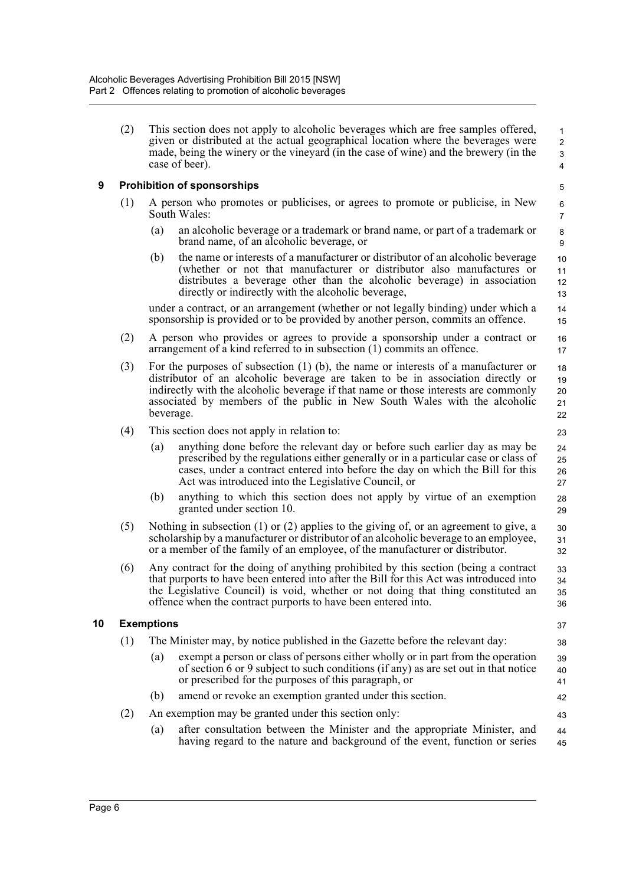(2) This section does not apply to alcoholic beverages which are free samples offered, given or distributed at the actual geographical location where the beverages were made, being the winery or the vineyard (in the case of wine) and the brewery (in the case of beer).

### 9 Prohibition of sponsorships

(1) A person who promotes or publicises, or agrees to promote or publicise, in New South Wales:

(a) an alcoholic beverage or a trademark or brand name, or part of a trademark or brand name, of an alcoholic beverage, or

(b) the name or interests of a manufacturer or distributor of an alcoholic beverage (whether or not that manufacturer or distributor also manufactures or distributes a beverage other than the alcoholic beverage) in association directly or indirectly with the alcoholic beverage,

under a contract, or an arrangement (whether or not legally binding) under which a sponsorship is provided or to be provided by another person, commits an offence.

(2) A person who provides or agrees to provide a sponsorship under a contract or arrangement of a kind referred to in subsection (1) commits an offence.

(3) For the purposes of subsection (1) (b), the name or interests of a manufacturer or distributor of an alcoholic beverage are taken to be in association directly or indirectly with the alcoholic beverage if that name or those interests are commonly associated by members of the public in New South Wales with the alcoholic beverage.

(4) This section does not apply in relation to:

(a) anything done before the relevant day or before such earlier day as may be prescribed by the regulations either generally or in a particular case or class of cases, under a contract entered into before the day on which the Bill for this Act was introduced into the Legislative Council, or

(b) anything to which this section does not apply by virtue of an exemption granted under section 10.

(5) Nothing in subsection (1) or (2) applies to the giving of, or an agreement to give, a scholarship by a manufacturer or distributor of an alcoholic beverage to an employee, or a member of the family of an employee, of the manufacturer or distributor.

(6) Any contract for the doing of anything prohibited by this section (being a contract that purports to have been entered into after the Bill for this Act was introduced into the Legislative Council) is void, whether or not doing that thing constituted an offence when the contract purports to have been entered into.

### 10 Exemptions

(1) The Minister may, by notice published in the Gazette before the relevant day:

(a) exempt a person or class of persons either wholly or in part from the operation of section 6 or 9 subject to such conditions (if any) as are set out in that notice or prescribed for the purposes of this paragraph, or

(b) amend or revoke an exemption granted under this section.

(2) An exemption may be granted under this section only:

(a) after consultation between the Minister and the appropriate Minister, and having regard to the nature and background of the event, function or series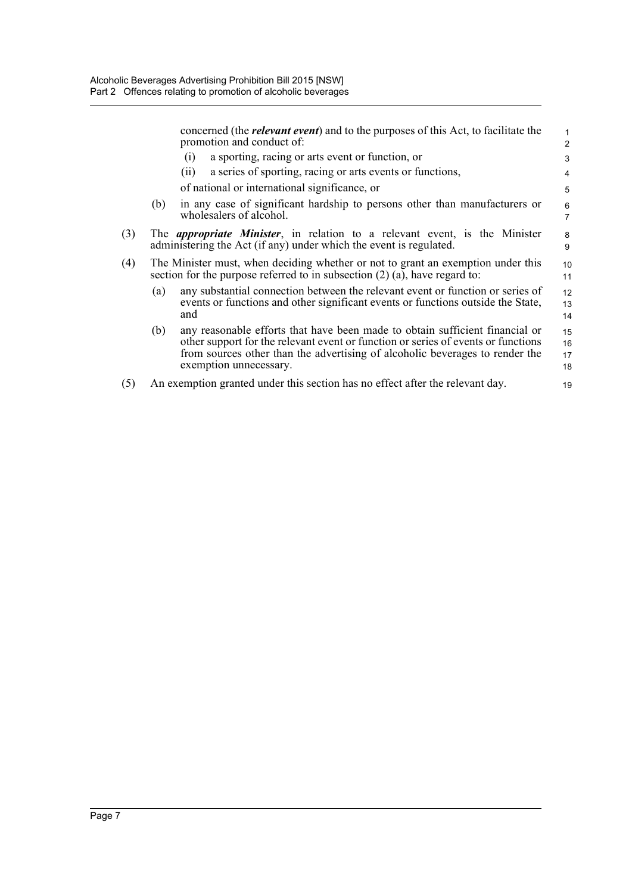concerned (the ***relevant event***) and to the purposes of this Act, to facilitate the promotion and conduct of:

(i) a sporting, racing or arts event or function, or

(ii) a series of sporting, racing or arts events or functions,

of national or international significance, or

(b) in any case of significant hardship to persons other than manufacturers or wholesalers of alcohol.

(3) The ***appropriate Minister***, in relation to a relevant event, is the Minister administering the Act (if any) under which the event is regulated.

(4) The Minister must, when deciding whether or not to grant an exemption under this section for the purpose referred to in subsection (2) (a), have regard to:

(a) any substantial connection between the relevant event or function or series of events or functions and other significant events or functions outside the State, and

(b) any reasonable efforts that have been made to obtain sufficient financial or other support for the relevant event or function or series of events or functions from sources other than the advertising of alcoholic beverages to render the exemption unnecessary.

(5) An exemption granted under this section has no effect after the relevant day.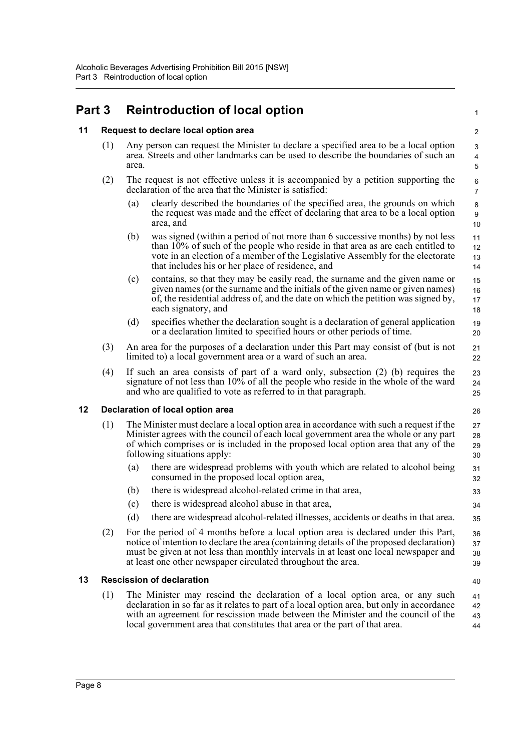# Part 3 Reintroduction of local option

## 11 Request to declare local option area

(1) Any person can request the Minister to declare a specified area to be a local option area. Streets and other landmarks can be used to describe the boundaries of such an area.

(2) The request is not effective unless it is accompanied by a petition supporting the declaration of the area that the Minister is satisfied:

- (a) clearly described the boundaries of the specified area, the grounds on which the request was made and the effect of declaring that area to be a local option area, and
- (b) was signed (within a period of not more than 6 successive months) by not less than 10% of such of the people who reside in that area as are each entitled to vote in an election of a member of the Legislative Assembly for the electorate that includes his or her place of residence, and
- (c) contains, so that they may be easily read, the surname and the given name or given names (or the surname and the initials of the given name or given names) of, the residential address of, and the date on which the petition was signed by, each signatory, and
- (d) specifies whether the declaration sought is a declaration of general application or a declaration limited to specified hours or other periods of time.

(3) An area for the purposes of a declaration under this Part may consist of (but is not limited to) a local government area or a ward of such an area.

(4) If such an area consists of part of a ward only, subsection (2) (b) requires the signature of not less than 10% of all the people who reside in the whole of the ward and who are qualified to vote as referred to in that paragraph.

## 12 Declaration of local option area

(1) The Minister must declare a local option area in accordance with such a request if the Minister agrees with the council of each local government area the whole or any part of which comprises or is included in the proposed local option area that any of the following situations apply:

- (a) there are widespread problems with youth which are related to alcohol being consumed in the proposed local option area,
- (b) there is widespread alcohol-related crime in that area,
- (c) there is widespread alcohol abuse in that area,
- (d) there are widespread alcohol-related illnesses, accidents or deaths in that area.

(2) For the period of 4 months before a local option area is declared under this Part, notice of intention to declare the area (containing details of the proposed declaration) must be given at not less than monthly intervals in at least one local newspaper and at least one other newspaper circulated throughout the area.

## 13 Rescission of declaration

(1) The Minister may rescind the declaration of a local option area, or any such declaration in so far as it relates to part of a local option area, but only in accordance with an agreement for rescission made between the Minister and the council of the local government area that constitutes that area or the part of that area.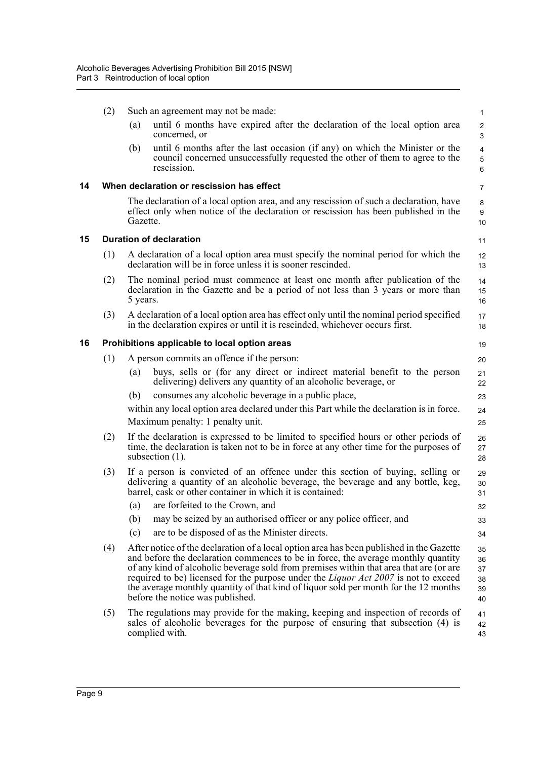(2) Such an agreement may not be made:

(a) until 6 months have expired after the declaration of the local option area concerned, or

(b) until 6 months after the last occasion (if any) on which the Minister or the council concerned unsuccessfully requested the other of them to agree to the rescission.

### 14 When declaration or rescission has effect

The declaration of a local option area, and any rescission of such a declaration, have effect only when notice of the declaration or rescission has been published in the Gazette.

### 15 Duration of declaration

(1) A declaration of a local option area must specify the nominal period for which the declaration will be in force unless it is sooner rescinded.

(2) The nominal period must commence at least one month after publication of the declaration in the Gazette and be a period of not less than 3 years or more than 5 years.

(3) A declaration of a local option area has effect only until the nominal period specified in the declaration expires or until it is rescinded, whichever occurs first.

### 16 Prohibitions applicable to local option areas

(1) A person commits an offence if the person:

(a) buys, sells or (for any direct or indirect material benefit to the person delivering) delivers any quantity of an alcoholic beverage, or

(b) consumes any alcoholic beverage in a public place,

within any local option area declared under this Part while the declaration is in force.

Maximum penalty: 1 penalty unit.

(2) If the declaration is expressed to be limited to specified hours or other periods of time, the declaration is taken not to be in force at any other time for the purposes of subsection (1).

(3) If a person is convicted of an offence under this section of buying, selling or delivering a quantity of an alcoholic beverage, the beverage and any bottle, keg, barrel, cask or other container in which it is contained:

(a) are forfeited to the Crown, and

(b) may be seized by an authorised officer or any police officer, and

(c) are to be disposed of as the Minister directs.

(4) After notice of the declaration of a local option area has been published in the Gazette and before the declaration commences to be in force, the average monthly quantity of any kind of alcoholic beverage sold from premises within that area that are (or are required to be) licensed for the purpose under the *Liquor Act 2007* is not to exceed the average monthly quantity of that kind of liquor sold per month for the 12 months before the notice was published.

(5) The regulations may provide for the making, keeping and inspection of records of sales of alcoholic beverages for the purpose of ensuring that subsection (4) is complied with.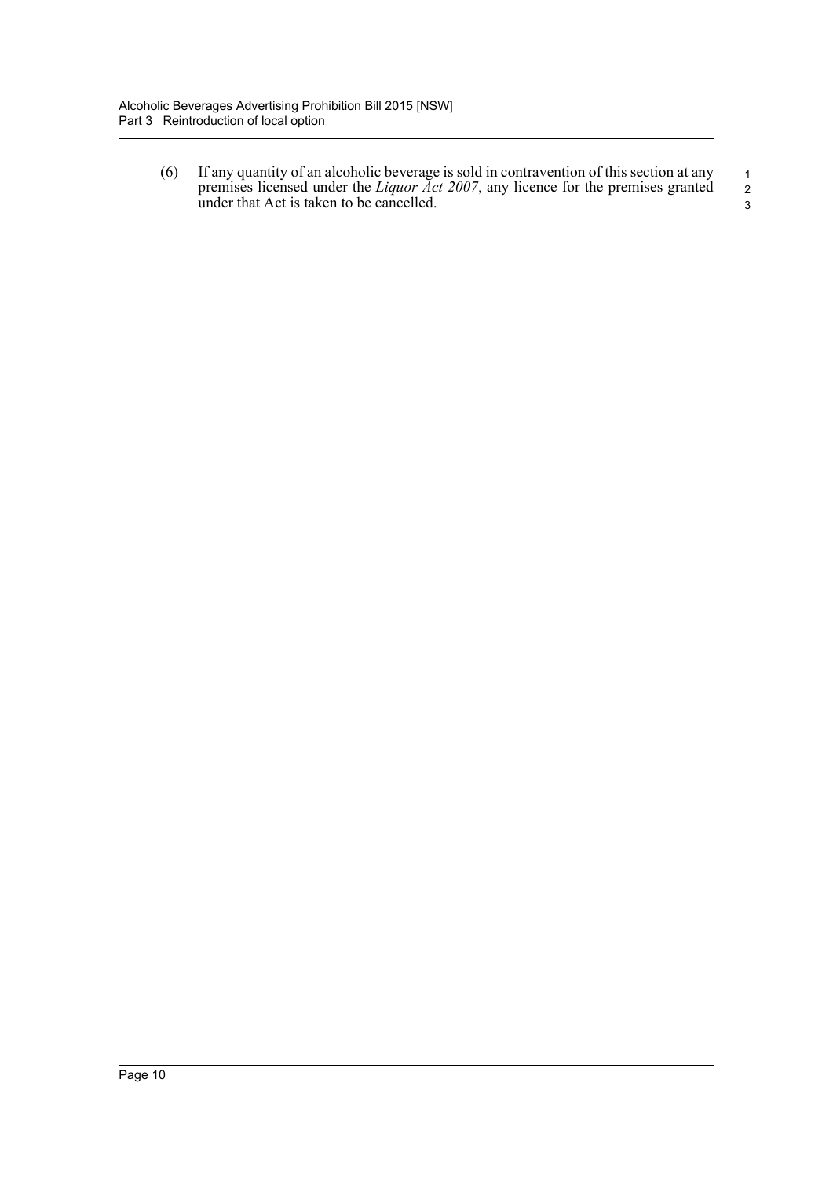(6) If any quantity of an alcoholic beverage is sold in contravention of this section at any premises licensed under the *Liquor Act 2007*, any licence for the premises granted under that Act is taken to be cancelled.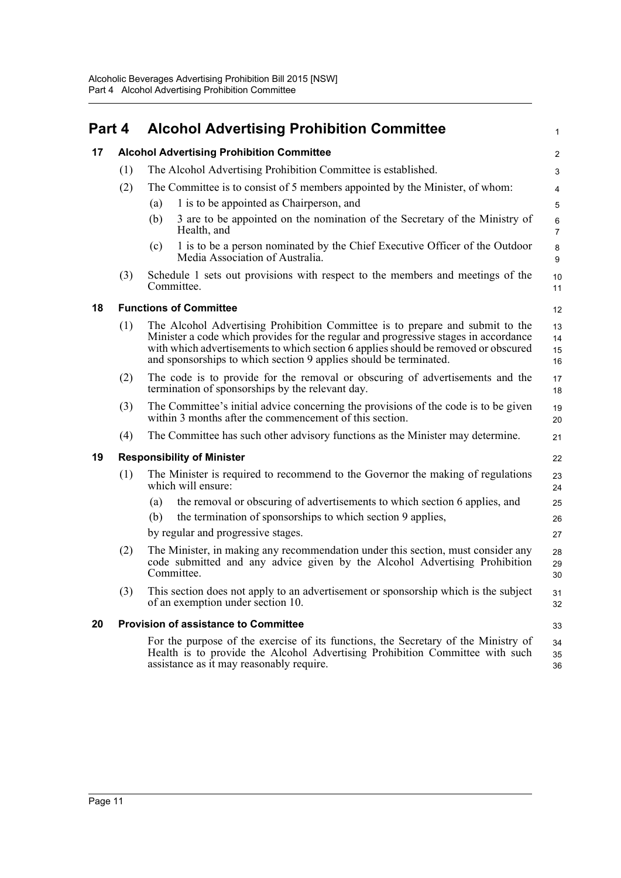# Part 4 Alcohol Advertising Prohibition Committee

## 17 Alcohol Advertising Prohibition Committee

(1) The Alcohol Advertising Prohibition Committee is established.

(2) The Committee is to consist of 5 members appointed by the Minister, of whom:

- (a) 1 is to be appointed as Chairperson, and
- (b) 3 are to be appointed on the nomination of the Secretary of the Ministry of Health, and
- (c) 1 is to be a person nominated by the Chief Executive Officer of the Outdoor Media Association of Australia.

(3) Schedule 1 sets out provisions with respect to the members and meetings of the Committee.

## 18 Functions of Committee

(1) The Alcohol Advertising Prohibition Committee is to prepare and submit to the Minister a code which provides for the regular and progressive stages in accordance with which advertisements to which section 6 applies should be removed or obscured and sponsorships to which section 9 applies should be terminated.

(2) The code is to provide for the removal or obscuring of advertisements and the termination of sponsorships by the relevant day.

(3) The Committee's initial advice concerning the provisions of the code is to be given within 3 months after the commencement of this section.

(4) The Committee has such other advisory functions as the Minister may determine.

## 19 Responsibility of Minister

(1) The Minister is required to recommend to the Governor the making of regulations which will ensure:

- (a) the removal or obscuring of advertisements to which section 6 applies, and
- (b) the termination of sponsorships to which section 9 applies,

by regular and progressive stages.

(2) The Minister, in making any recommendation under this section, must consider any code submitted and any advice given by the Alcohol Advertising Prohibition Committee.

(3) This section does not apply to an advertisement or sponsorship which is the subject of an exemption under section 10.

## 20 Provision of assistance to Committee

For the purpose of the exercise of its functions, the Secretary of the Ministry of Health is to provide the Alcohol Advertising Prohibition Committee with such assistance as it may reasonably require.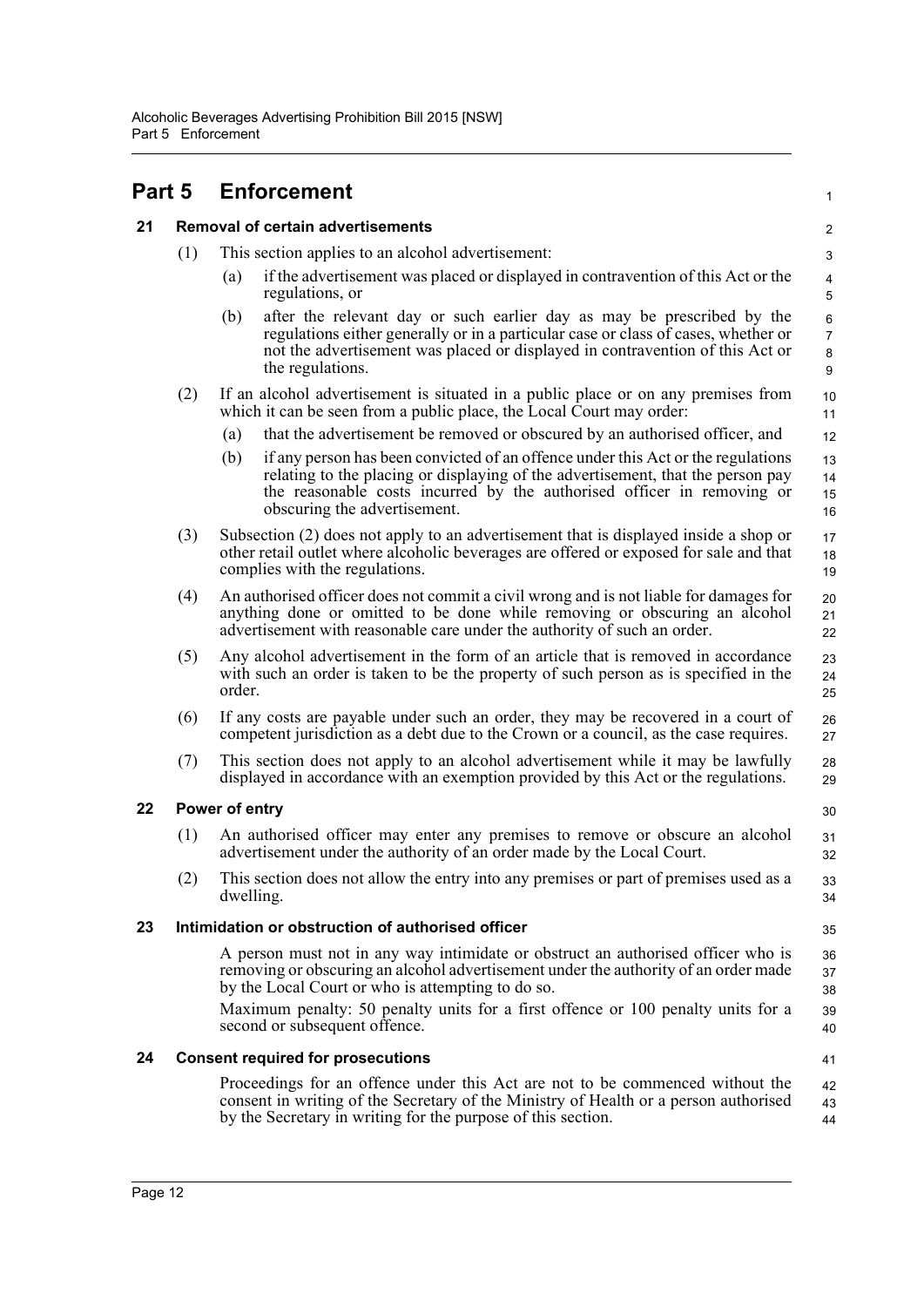# Part 5 Enforcement

## 21 Removal of certain advertisements

(1) This section applies to an alcohol advertisement:

(a) if the advertisement was placed or displayed in contravention of this Act or the regulations, or

(b) after the relevant day or such earlier day as may be prescribed by the regulations either generally or in a particular case or class of cases, whether or not the advertisement was placed or displayed in contravention of this Act or the regulations.

(2) If an alcohol advertisement is situated in a public place or on any premises from which it can be seen from a public place, the Local Court may order:

(a) that the advertisement be removed or obscured by an authorised officer, and

(b) if any person has been convicted of an offence under this Act or the regulations relating to the placing or displaying of the advertisement, that the person pay the reasonable costs incurred by the authorised officer in removing or obscuring the advertisement.

(3) Subsection (2) does not apply to an advertisement that is displayed inside a shop or other retail outlet where alcoholic beverages are offered or exposed for sale and that complies with the regulations.

(4) An authorised officer does not commit a civil wrong and is not liable for damages for anything done or omitted to be done while removing or obscuring an alcohol advertisement with reasonable care under the authority of such an order.

(5) Any alcohol advertisement in the form of an article that is removed in accordance with such an order is taken to be the property of such person as is specified in the order.

(6) If any costs are payable under such an order, they may be recovered in a court of competent jurisdiction as a debt due to the Crown or a council, as the case requires.

(7) This section does not apply to an alcohol advertisement while it may be lawfully displayed in accordance with an exemption provided by this Act or the regulations.

## 22 Power of entry

(1) An authorised officer may enter any premises to remove or obscure an alcohol advertisement under the authority of an order made by the Local Court.

(2) This section does not allow the entry into any premises or part of premises used as a dwelling.

## 23 Intimidation or obstruction of authorised officer

A person must not in any way intimidate or obstruct an authorised officer who is removing or obscuring an alcohol advertisement under the authority of an order made by the Local Court or who is attempting to do so.

Maximum penalty: 50 penalty units for a first offence or 100 penalty units for a second or subsequent offence.

## 24 Consent required for prosecutions

Proceedings for an offence under this Act are not to be commenced without the consent in writing of the Secretary of the Ministry of Health or a person authorised by the Secretary in writing for the purpose of this section.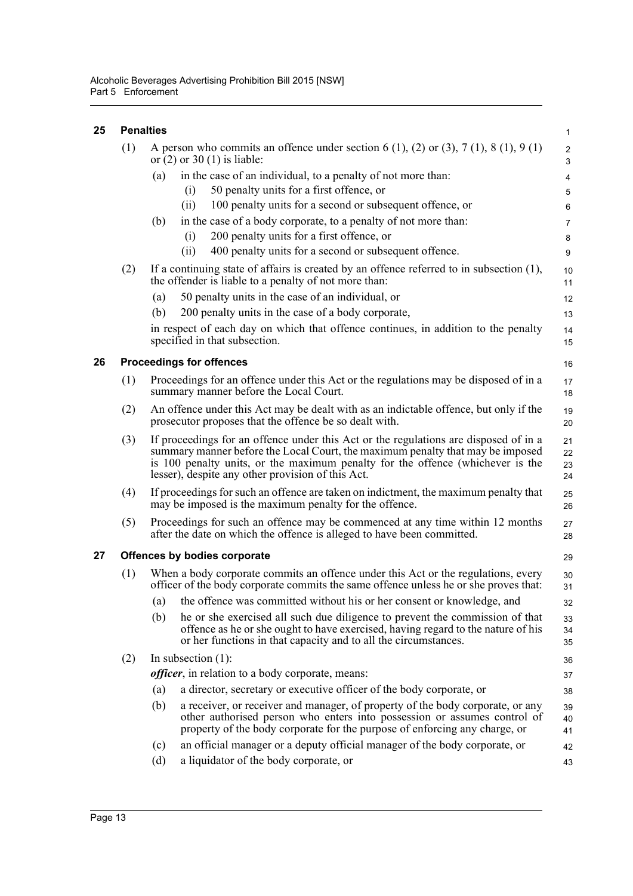## 25 Penalties

(1) A person who commits an offence under section 6 (1), (2) or (3), 7 (1), 8 (1), 9 (1) or (2) or 30 (1) is liable:

(a) in the case of an individual, to a penalty of not more than:

(i) 50 penalty units for a first offence, or

(ii) 100 penalty units for a second or subsequent offence, or

(b) in the case of a body corporate, to a penalty of not more than:

(i) 200 penalty units for a first offence, or

(ii) 400 penalty units for a second or subsequent offence.

(2) If a continuing state of affairs is created by an offence referred to in subsection (1), the offender is liable to a penalty of not more than:

(a) 50 penalty units in the case of an individual, or

(b) 200 penalty units in the case of a body corporate,

in respect of each day on which that offence continues, in addition to the penalty specified in that subsection.

## 26 Proceedings for offences

(1) Proceedings for an offence under this Act or the regulations may be disposed of in a summary manner before the Local Court.

(2) An offence under this Act may be dealt with as an indictable offence, but only if the prosecutor proposes that the offence be so dealt with.

(3) If proceedings for an offence under this Act or the regulations are disposed of in a summary manner before the Local Court, the maximum penalty that may be imposed is 100 penalty units, or the maximum penalty for the offence (whichever is the lesser), despite any other provision of this Act.

(4) If proceedings for such an offence are taken on indictment, the maximum penalty that may be imposed is the maximum penalty for the offence.

(5) Proceedings for such an offence may be commenced at any time within 12 months after the date on which the offence is alleged to have been committed.

## 27 Offences by bodies corporate

(1) When a body corporate commits an offence under this Act or the regulations, every officer of the body corporate commits the same offence unless he or she proves that:

(a) the offence was committed without his or her consent or knowledge, and

(b) he or she exercised all such due diligence to prevent the commission of that offence as he or she ought to have exercised, having regard to the nature of his or her functions in that capacity and to all the circumstances.

(2) In subsection (1):

***officer***, in relation to a body corporate, means:

(a) a director, secretary or executive officer of the body corporate, or

(b) a receiver, or receiver and manager, of property of the body corporate, or any other authorised person who enters into possession or assumes control of property of the body corporate for the purpose of enforcing any charge, or

(c) an official manager or a deputy official manager of the body corporate, or

(d) a liquidator of the body corporate, or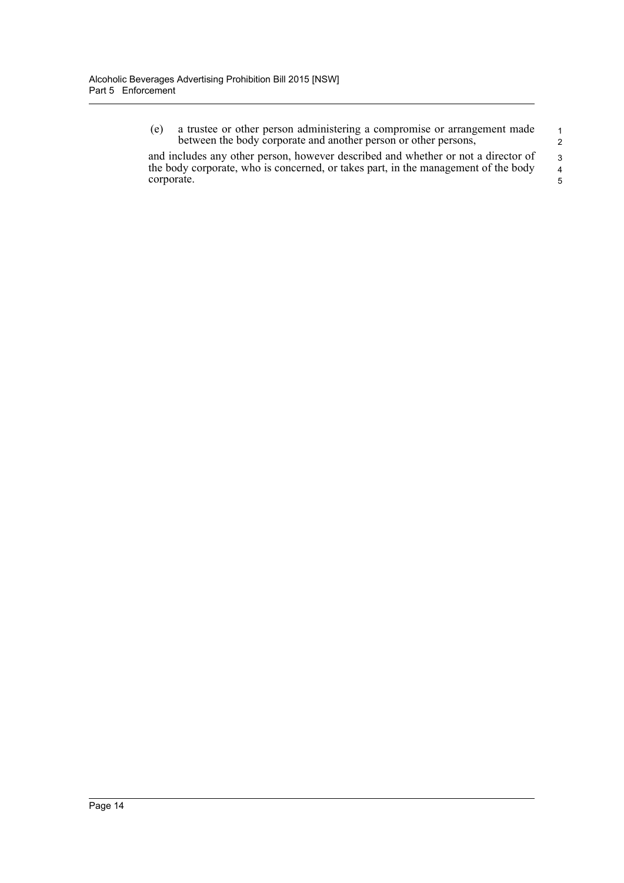(e) a trustee or other person administering a compromise or arrangement made between the body corporate and another person or other persons,

and includes any other person, however described and whether or not a director of the body corporate, who is concerned, or takes part, in the management of the body corporate.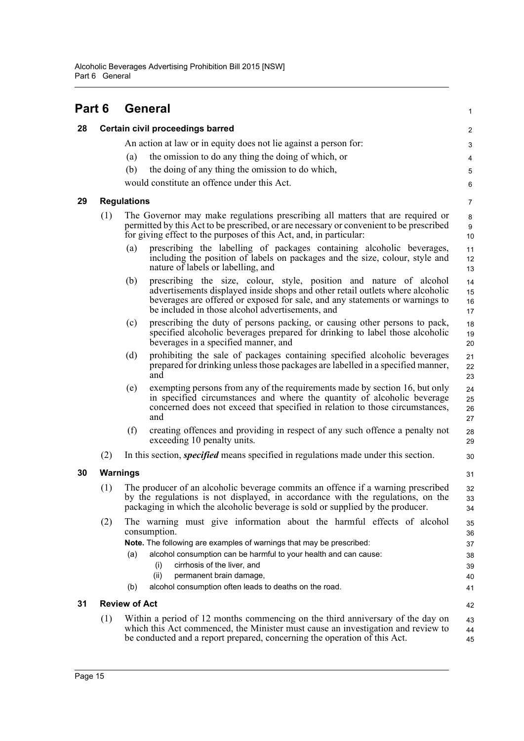# Part 6 General

## 28 Certain civil proceedings barred

An action at law or in equity does not lie against a person for:

(a) the omission to do any thing the doing of which, or

(b) the doing of any thing the omission to do which,

would constitute an offence under this Act.

## 29 Regulations

(1) The Governor may make regulations prescribing all matters that are required or permitted by this Act to be prescribed, or are necessary or convenient to be prescribed for giving effect to the purposes of this Act, and, in particular:

(a) prescribing the labelling of packages containing alcoholic beverages, including the position of labels on packages and the size, colour, style and nature of labels or labelling, and

(b) prescribing the size, colour, style, position and nature of alcohol advertisements displayed inside shops and other retail outlets where alcoholic beverages are offered or exposed for sale, and any statements or warnings to be included in those alcohol advertisements, and

(c) prescribing the duty of persons packing, or causing other persons to pack, specified alcoholic beverages prepared for drinking to label those alcoholic beverages in a specified manner, and

(d) prohibiting the sale of packages containing specified alcoholic beverages prepared for drinking unless those packages are labelled in a specified manner, and

(e) exempting persons from any of the requirements made by section 16, but only in specified circumstances and where the quantity of alcoholic beverage concerned does not exceed that specified in relation to those circumstances, and

(f) creating offences and providing in respect of any such offence a penalty not exceeding 10 penalty units.

(2) In this section, ***specified*** means specified in regulations made under this section.

## 30 Warnings

(1) The producer of an alcoholic beverage commits an offence if a warning prescribed by the regulations is not displayed, in accordance with the regulations, on the packaging in which the alcoholic beverage is sold or supplied by the producer.

(2) The warning must give information about the harmful effects of alcohol consumption.

**Note.** The following are examples of warnings that may be prescribed:

(a) alcohol consumption can be harmful to your health and can cause:

(i) cirrhosis of the liver, and

(ii) permanent brain damage,

(b) alcohol consumption often leads to deaths on the road.

## 31 Review of Act

(1) Within a period of 12 months commencing on the third anniversary of the day on which this Act commenced, the Minister must cause an investigation and review to be conducted and a report prepared, concerning the operation of this Act.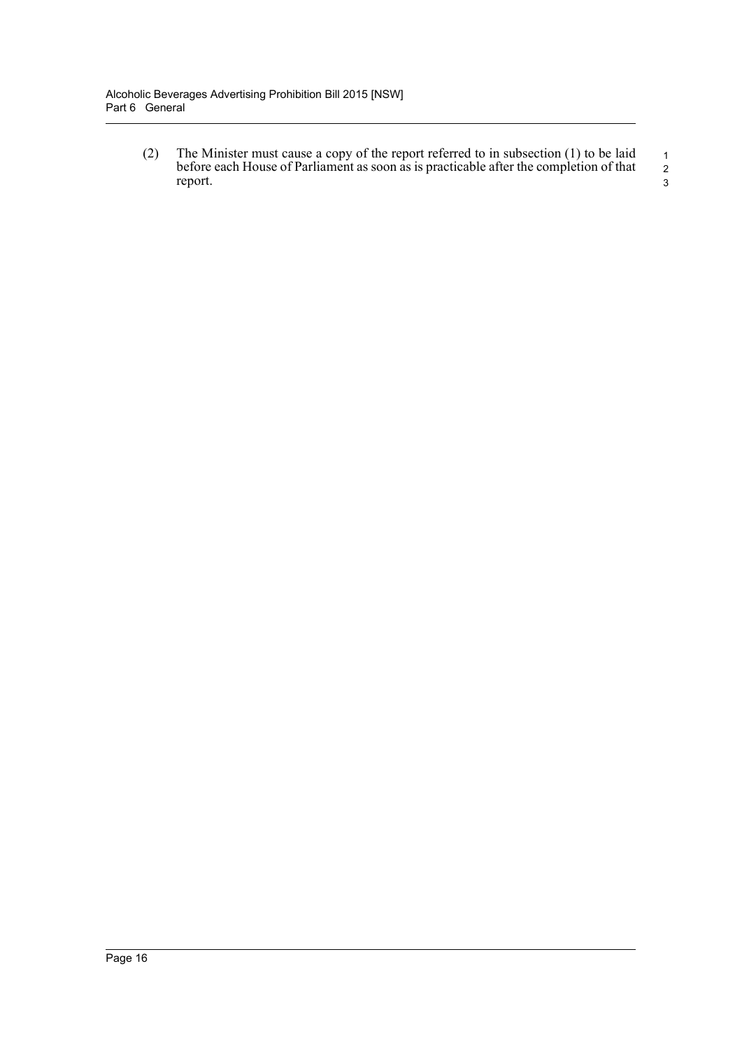(2) The Minister must cause a copy of the report referred to in subsection (1) to be laid before each House of Parliament as soon as is practicable after the completion of that report.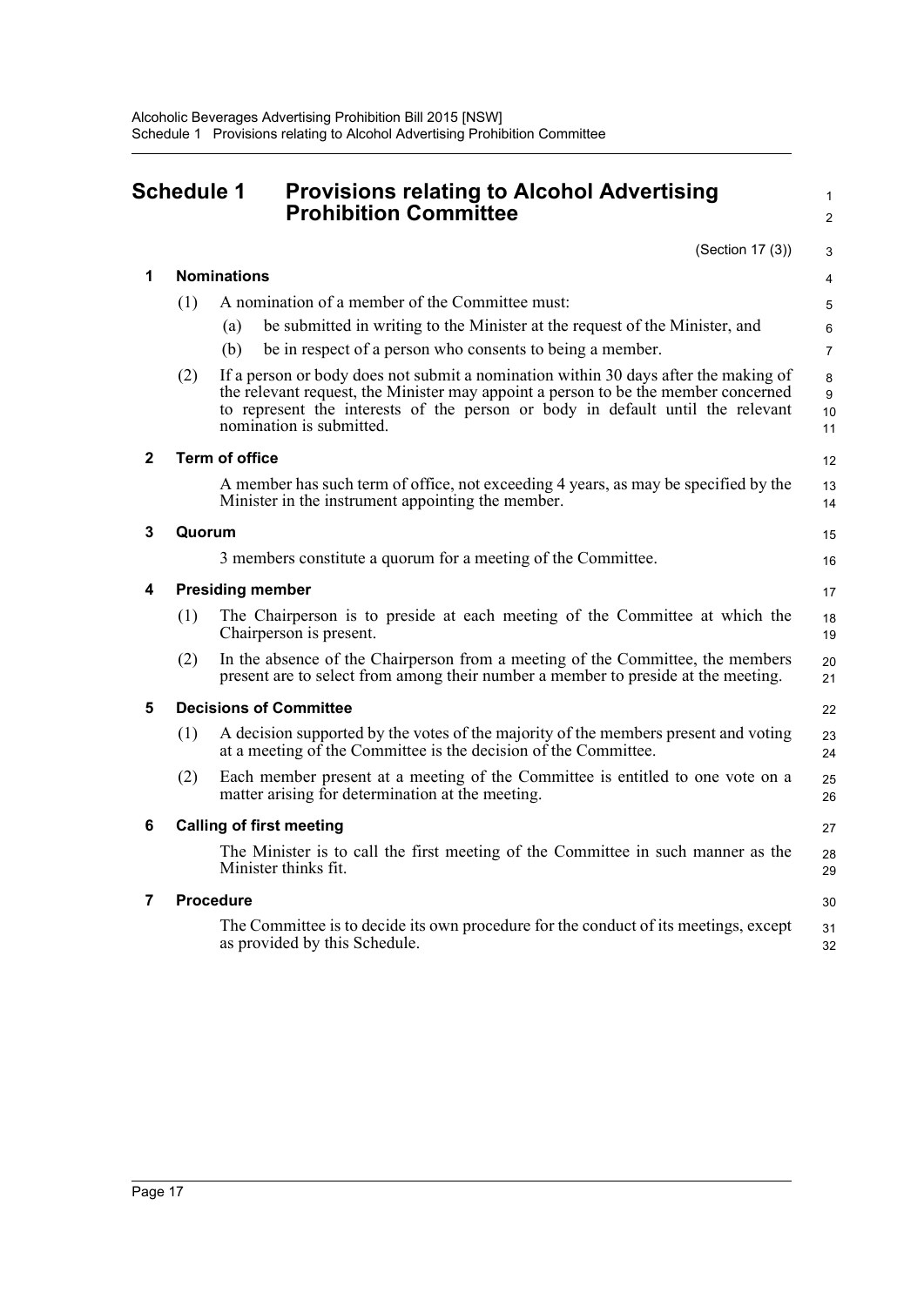# Schedule 1 Provisions relating to Alcohol Advertising Prohibition Committee

(Section 17 (3))

## 1 Nominations

(1) A nomination of a member of the Committee must:

(a) be submitted in writing to the Minister at the request of the Minister, and

(b) be in respect of a person who consents to being a member.

(2) If a person or body does not submit a nomination within 30 days after the making of the relevant request, the Minister may appoint a person to be the member concerned to represent the interests of the person or body in default until the relevant nomination is submitted.

## 2 Term of office

A member has such term of office, not exceeding 4 years, as may be specified by the Minister in the instrument appointing the member.

## 3 Quorum

3 members constitute a quorum for a meeting of the Committee.

## 4 Presiding member

(1) The Chairperson is to preside at each meeting of the Committee at which the Chairperson is present.

(2) In the absence of the Chairperson from a meeting of the Committee, the members present are to select from among their number a member to preside at the meeting.

## 5 Decisions of Committee

(1) A decision supported by the votes of the majority of the members present and voting at a meeting of the Committee is the decision of the Committee.

(2) Each member present at a meeting of the Committee is entitled to one vote on a matter arising for determination at the meeting.

## 6 Calling of first meeting

The Minister is to call the first meeting of the Committee in such manner as the Minister thinks fit.

## 7 Procedure

The Committee is to decide its own procedure for the conduct of its meetings, except as provided by this Schedule.